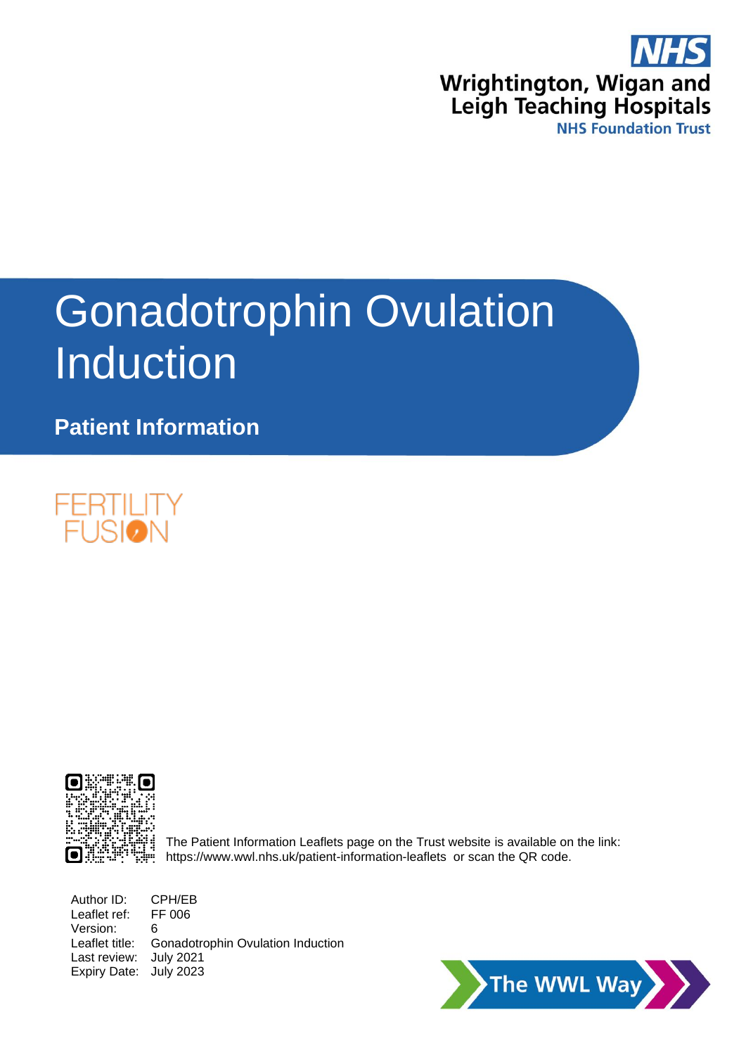NHS

Wrightington, Wigan and Leigh Teaching Hospitals

NHS Foundation Trust

# Gonadotrophin Ovulation Induction

## Patient Information

FERTILITY FUSION

The Patient Information Leaflets page on the Trust website is available on the link: https://www.wwl.nhs.uk/patient-information-leaflets or scan the QR code.

Author ID: CPH/EB
Leaflet ref: FF 006
Version: 6
Leaflet title: Gonadotrophin Ovulation Induction
Last review: July 2021
Expiry Date: July 2023

The WWL Way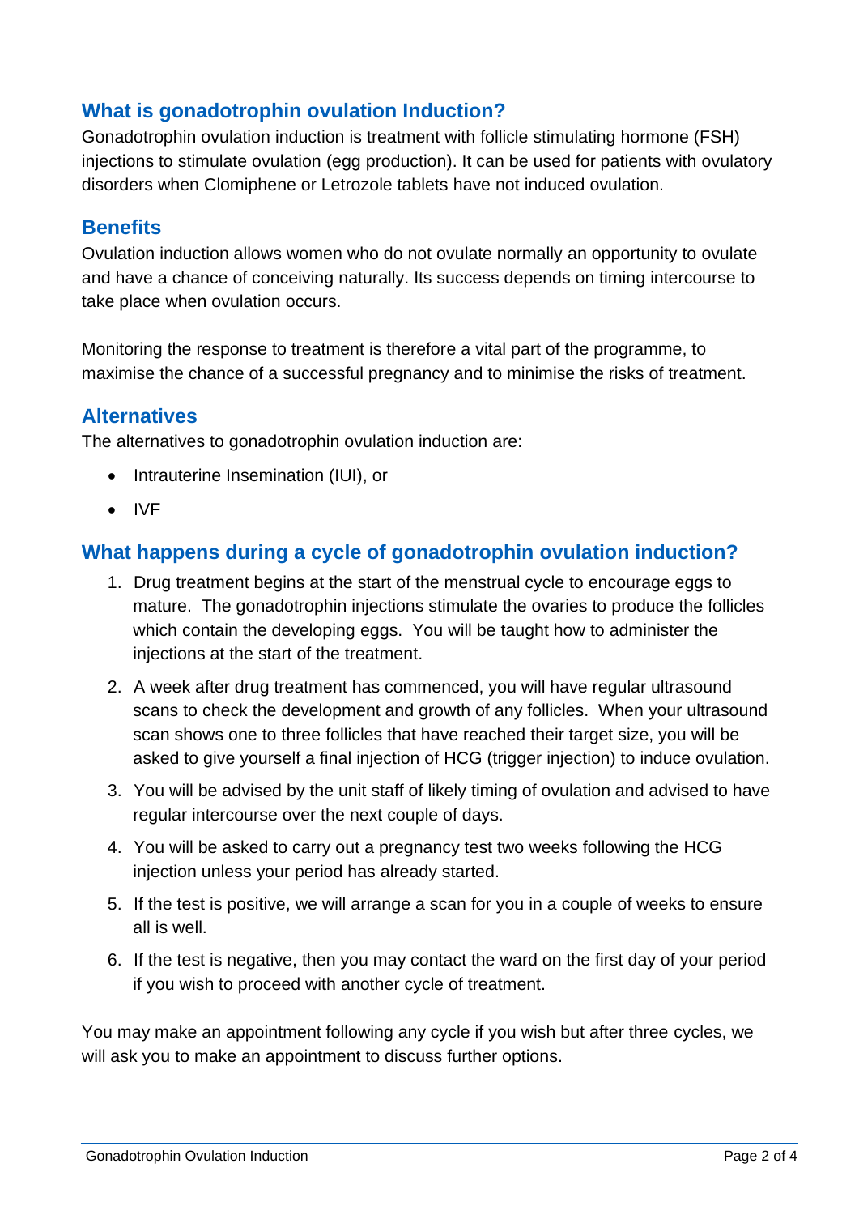## What is gonadotrophin ovulation Induction?

Gonadotrophin ovulation induction is treatment with follicle stimulating hormone (FSH) injections to stimulate ovulation (egg production). It can be used for patients with ovulatory disorders when Clomiphene or Letrozole tablets have not induced ovulation.

## Benefits

Ovulation induction allows women who do not ovulate normally an opportunity to ovulate and have a chance of conceiving naturally. Its success depends on timing intercourse to take place when ovulation occurs.

Monitoring the response to treatment is therefore a vital part of the programme, to maximise the chance of a successful pregnancy and to minimise the risks of treatment.

## Alternatives

The alternatives to gonadotrophin ovulation induction are:

- Intrauterine Insemination (IUI), or
- IVF

## What happens during a cycle of gonadotrophin ovulation induction?

1. Drug treatment begins at the start of the menstrual cycle to encourage eggs to mature. The gonadotrophin injections stimulate the ovaries to produce the follicles which contain the developing eggs. You will be taught how to administer the injections at the start of the treatment.
2. A week after drug treatment has commenced, you will have regular ultrasound scans to check the development and growth of any follicles. When your ultrasound scan shows one to three follicles that have reached their target size, you will be asked to give yourself a final injection of HCG (trigger injection) to induce ovulation.
3. You will be advised by the unit staff of likely timing of ovulation and advised to have regular intercourse over the next couple of days.
4. You will be asked to carry out a pregnancy test two weeks following the HCG injection unless your period has already started.
5. If the test is positive, we will arrange a scan for you in a couple of weeks to ensure all is well.
6. If the test is negative, then you may contact the ward on the first day of your period if you wish to proceed with another cycle of treatment.

You may make an appointment following any cycle if you wish but after three cycles, we will ask you to make an appointment to discuss further options.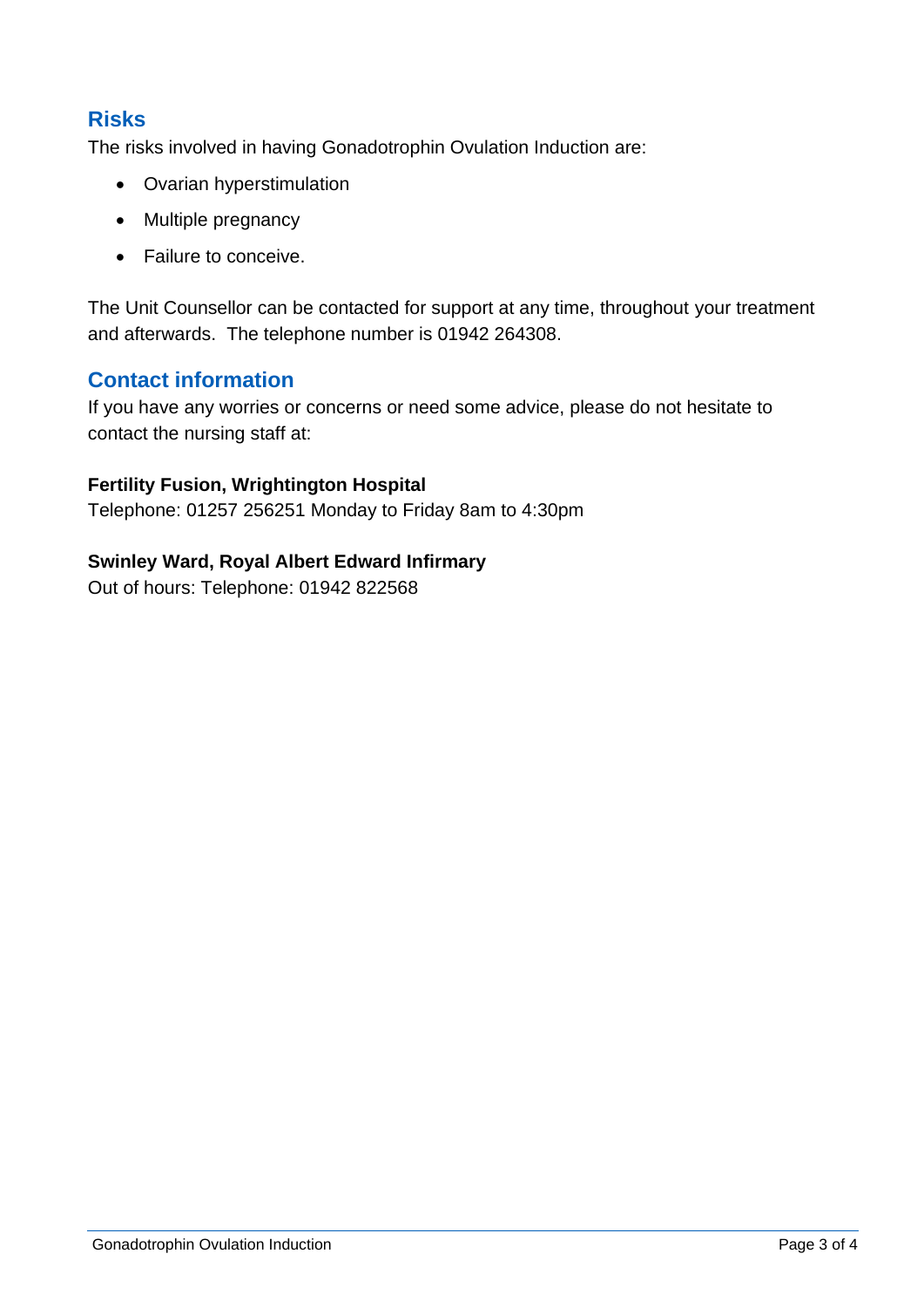## Risks

The risks involved in having Gonadotrophin Ovulation Induction are:

- Ovarian hyperstimulation
- Multiple pregnancy
- Failure to conceive.

The Unit Counsellor can be contacted for support at any time, throughout your treatment and afterwards. The telephone number is 01942 264308.

## Contact information

If you have any worries or concerns or need some advice, please do not hesitate to contact the nursing staff at:

**Fertility Fusion, Wrightington Hospital**
Telephone: 01257 256251 Monday to Friday 8am to 4:30pm

**Swinley Ward, Royal Albert Edward Infirmary**
Out of hours: Telephone: 01942 822568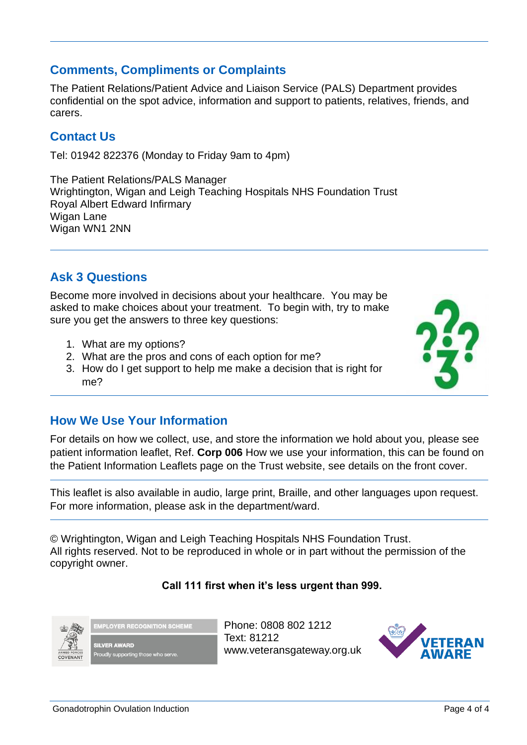## Comments, Compliments or Complaints

The Patient Relations/Patient Advice and Liaison Service (PALS) Department provides confidential on the spot advice, information and support to patients, relatives, friends, and carers.

## Contact Us

Tel: 01942 822376 (Monday to Friday 9am to 4pm)

The Patient Relations/PALS Manager
Wrightington, Wigan and Leigh Teaching Hospitals NHS Foundation Trust
Royal Albert Edward Infirmary
Wigan Lane
Wigan WN1 2NN

## Ask 3 Questions

Become more involved in decisions about your healthcare. You may be asked to make choices about your treatment. To begin with, try to make sure you get the answers to three key questions:

1. What are my options?
2. What are the pros and cons of each option for me?
3. How do I get support to help me make a decision that is right for me?

## How We Use Your Information

For details on how we collect, use, and store the information we hold about you, please see patient information leaflet, Ref. **Corp 006** How we use your information, this can be found on the Patient Information Leaflets page on the Trust website, see details on the front cover.

This leaflet is also available in audio, large print, Braille, and other languages upon request. For more information, please ask in the department/ward.

© Wrightington, Wigan and Leigh Teaching Hospitals NHS Foundation Trust.
All rights reserved. Not to be reproduced in whole or in part without the permission of the copyright owner.

**Call 111 first when it's less urgent than 999.**

EMPLOYER RECOGNITION SCHEME
SILVER AWARD
Proudly supporting those who serve.

Phone: 0808 802 1212
Text: 81212
www.veteransgateway.org.uk

VETERAN AWARE